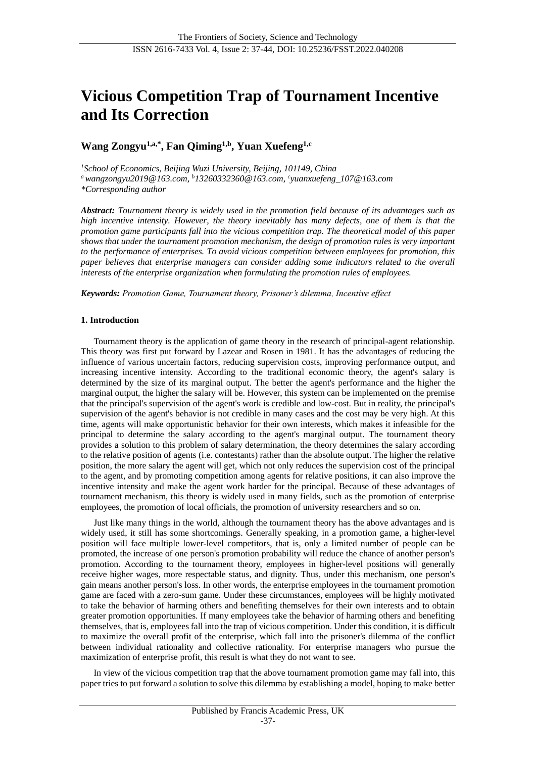# Vicious Competition Trap of Tournament Incentive and Its Correction

**Wang Zongyu[1,a,*], Fan Qiming[1,b], Yuan Xuefeng[1,c]**

*[1]School of Economics, Beijing Wuzi University, Beijing, 101149, China*
*[a] wangzongyu2019@163.com, [b]13260332360@163.com, [c]yuanxuefeng_107@163.com*
*\*Corresponding author*

***Abstract:*** *Tournament theory is widely used in the promotion field because of its advantages such as high incentive intensity. However, the theory inevitably has many defects, one of them is that the promotion game participants fall into the vicious competition trap. The theoretical model of this paper shows that under the tournament promotion mechanism, the design of promotion rules is very important to the performance of enterprises. To avoid vicious competition between employees for promotion, this paper believes that enterprise managers can consider adding some indicators related to the overall interests of the enterprise organization when formulating the promotion rules of employees.*

***Keywords:*** *Promotion Game, Tournament theory, Prisoner's dilemma, Incentive effect*

## 1. Introduction

Tournament theory is the application of game theory in the research of principal-agent relationship. This theory was first put forward by Lazear and Rosen in 1981. It has the advantages of reducing the influence of various uncertain factors, reducing supervision costs, improving performance output, and increasing incentive intensity. According to the traditional economic theory, the agent's salary is determined by the size of its marginal output. The better the agent's performance and the higher the marginal output, the higher the salary will be. However, this system can be implemented on the premise that the principal's supervision of the agent's work is credible and low-cost. But in reality, the principal's supervision of the agent's behavior is not credible in many cases and the cost may be very high. At this time, agents will make opportunistic behavior for their own interests, which makes it infeasible for the principal to determine the salary according to the agent's marginal output. The tournament theory provides a solution to this problem of salary determination, the theory determines the salary according to the relative position of agents (i.e. contestants) rather than the absolute output. The higher the relative position, the more salary the agent will get, which not only reduces the supervision cost of the principal to the agent, and by promoting competition among agents for relative positions, it can also improve the incentive intensity and make the agent work harder for the principal. Because of these advantages of tournament mechanism, this theory is widely used in many fields, such as the promotion of enterprise employees, the promotion of local officials, the promotion of university researchers and so on.

Just like many things in the world, although the tournament theory has the above advantages and is widely used, it still has some shortcomings. Generally speaking, in a promotion game, a higher-level position will face multiple lower-level competitors, that is, only a limited number of people can be promoted, the increase of one person's promotion probability will reduce the chance of another person's promotion. According to the tournament theory, employees in higher-level positions will generally receive higher wages, more respectable status, and dignity. Thus, under this mechanism, one person's gain means another person's loss. In other words, the enterprise employees in the tournament promotion game are faced with a zero-sum game. Under these circumstances, employees will be highly motivated to take the behavior of harming others and benefiting themselves for their own interests and to obtain greater promotion opportunities. If many employees take the behavior of harming others and benefiting themselves, that is, employees fall into the trap of vicious competition. Under this condition, it is difficult to maximize the overall profit of the enterprise, which fall into the prisoner's dilemma of the conflict between individual rationality and collective rationality. For enterprise managers who pursue the maximization of enterprise profit, this result is what they do not want to see.

In view of the vicious competition trap that the above tournament promotion game may fall into, this paper tries to put forward a solution to solve this dilemma by establishing a model, hoping to make better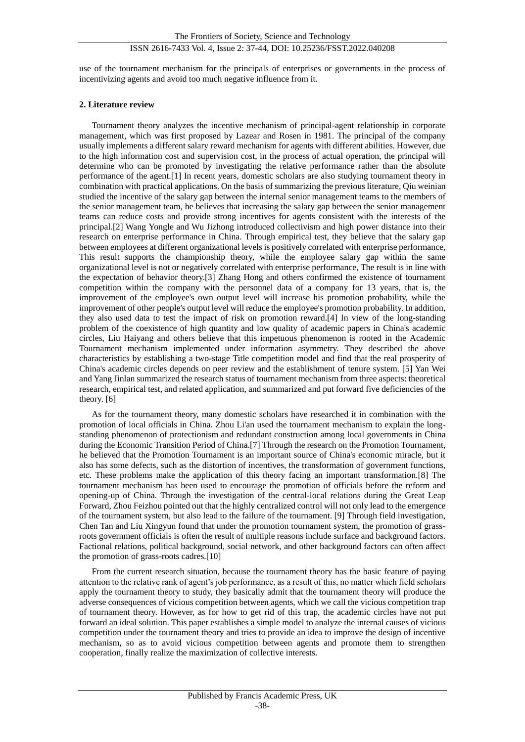use of the tournament mechanism for the principals of enterprises or governments in the process of incentivizing agents and avoid too much negative influence from it.

## 2. Literature review

Tournament theory analyzes the incentive mechanism of principal-agent relationship in corporate management, which was first proposed by Lazear and Rosen in 1981. The principal of the company usually implements a different salary reward mechanism for agents with different abilities. However, due to the high information cost and supervision cost, in the process of actual operation, the principal will determine who can be promoted by investigating the relative performance rather than the absolute performance of the agent.[1] In recent years, domestic scholars are also studying tournament theory in combination with practical applications. On the basis of summarizing the previous literature, Qiu weinian studied the incentive of the salary gap between the internal senior management teams to the members of the senior management team, he believes that increasing the salary gap between the senior management teams can reduce costs and provide strong incentives for agents consistent with the interests of the principal.[2] Wang Yongle and Wu Jizhong introduced collectivism and high power distance into their research on enterprise performance in China. Through empirical test, they believe that the salary gap between employees at different organizational levels is positively correlated with enterprise performance, This result supports the championship theory, while the employee salary gap within the same organizational level is not or negatively correlated with enterprise performance, The result is in line with the expectation of behavior theory.[3] Zhang Hong and others confirmed the existence of tournament competition within the company with the personnel data of a company for 13 years, that is, the improvement of the employee's own output level will increase his promotion probability, while the improvement of other people's output level will reduce the employee's promotion probability. In addition, they also used data to test the impact of risk on promotion reward.[4] In view of the long-standing problem of the coexistence of high quantity and low quality of academic papers in China's academic circles, Liu Haiyang and others believe that this impetuous phenomenon is rooted in the Academic Tournament mechanism implemented under information asymmetry. They described the above characteristics by establishing a two-stage Title competition model and find that the real prosperity of China's academic circles depends on peer review and the establishment of tenure system. [5] Yan Wei and Yang Jinlan summarized the research status of tournament mechanism from three aspects: theoretical research, empirical test, and related application, and summarized and put forward five deficiencies of the theory. [6]

As for the tournament theory, many domestic scholars have researched it in combination with the promotion of local officials in China. Zhou Li'an used the tournament mechanism to explain the long-standing phenomenon of protectionism and redundant construction among local governments in China during the Economic Transition Period of China.[7] Through the research on the Promotion Tournament, he believed that the Promotion Tournament is an important source of China's economic miracle, but it also has some defects, such as the distortion of incentives, the transformation of government functions, etc. These problems make the application of this theory facing an important transformation.[8] The tournament mechanism has been used to encourage the promotion of officials before the reform and opening-up of China. Through the investigation of the central-local relations during the Great Leap Forward, Zhou Feizhou pointed out that the highly centralized control will not only lead to the emergence of the tournament system, but also lead to the failure of the tournament. [9] Through field investigation, Chen Tan and Liu Xingyun found that under the promotion tournament system, the promotion of grass-roots government officials is often the result of multiple reasons include surface and background factors. Factional relations, political background, social network, and other background factors can often affect the promotion of grass-roots cadres.[10]

From the current research situation, because the tournament theory has the basic feature of paying attention to the relative rank of agent's job performance, as a result of this, no matter which field scholars apply the tournament theory to study, they basically admit that the tournament theory will produce the adverse consequences of vicious competition between agents, which we call the vicious competition trap of tournament theory. However, as for how to get rid of this trap, the academic circles have not put forward an ideal solution. This paper establishes a simple model to analyze the internal causes of vicious competition under the tournament theory and tries to provide an idea to improve the design of incentive mechanism, so as to avoid vicious competition between agents and promote them to strengthen cooperation, finally realize the maximization of collective interests.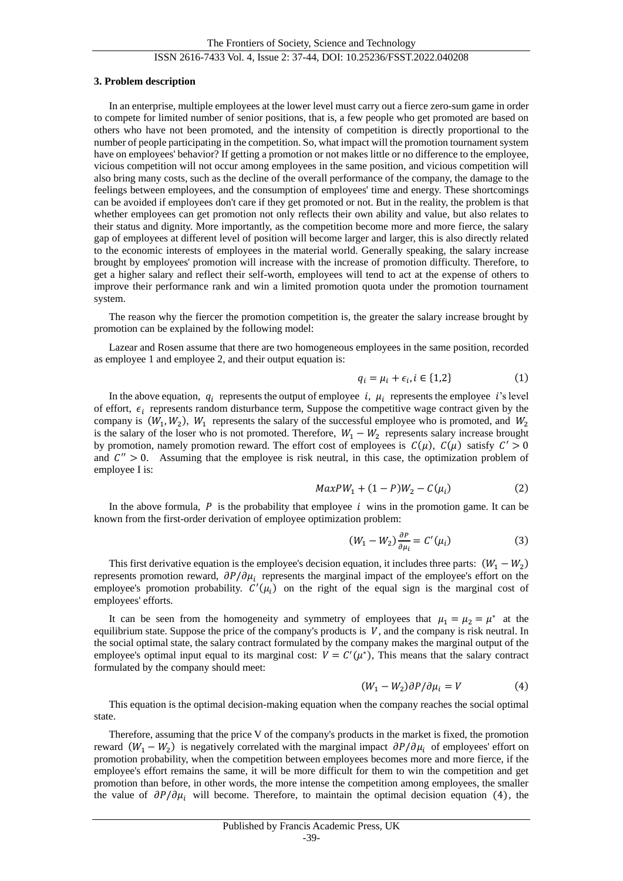### 3. Problem description

In an enterprise, multiple employees at the lower level must carry out a fierce zero-sum game in order to compete for limited number of senior positions, that is, a few people who get promoted are based on others who have not been promoted, and the intensity of competition is directly proportional to the number of people participating in the competition. So, what impact will the promotion tournament system have on employees' behavior? If getting a promotion or not makes little or no difference to the employee, vicious competition will not occur among employees in the same position, and vicious competition will also bring many costs, such as the decline of the overall performance of the company, the damage to the feelings between employees, and the consumption of employees' time and energy. These shortcomings can be avoided if employees don't care if they get promoted or not. But in the reality, the problem is that whether employees can get promotion not only reflects their own ability and value, but also relates to their status and dignity. More importantly, as the competition become more and more fierce, the salary gap of employees at different level of position will become larger and larger, this is also directly related to the economic interests of employees in the material world. Generally speaking, the salary increase brought by employees' promotion will increase with the increase of promotion difficulty. Therefore, to get a higher salary and reflect their self-worth, employees will tend to act at the expense of others to improve their performance rank and win a limited promotion quota under the promotion tournament system.

The reason why the fiercer the promotion competition is, the greater the salary increase brought by promotion can be explained by the following model:

Lazear and Rosen assume that there are two homogeneous employees in the same position, recorded as employee 1 and employee 2, and their output equation is:

$$q_i = \mu_i + \epsilon_i, i \in \{1,2\} \tag{1}$$

In the above equation, $q_i$ represents the output of employee $i$, $\mu_i$ represents the employee $i$'s level of effort, $\epsilon_i$ represents random disturbance term, Suppose the competitive wage contract given by the company is $(W_1, W_2)$, $W_1$ represents the salary of the successful employee who is promoted, and $W_2$ is the salary of the loser who is not promoted. Therefore, $W_1 - W_2$ represents salary increase brought by promotion, namely promotion reward. The effort cost of employees is $C(\mu)$, $C(\mu)$ satisfy $C' > 0$ and $C'' > 0$. Assuming that the employee is risk neutral, in this case, the optimization problem of employee I is:

$$Max PW_1 + (1-P)W_2 - C(\mu_i) \tag{2}$$

In the above formula, $P$ is the probability that employee $i$ wins in the promotion game. It can be known from the first-order derivation of employee optimization problem:

$$(W_1 - W_2)\frac{\partial P}{\partial \mu_i} = C'(\mu_i) \tag{3}$$

This first derivative equation is the employee's decision equation, it includes three parts: $(W_1 - W_2)$ represents promotion reward, $\partial P/\partial \mu_i$ represents the marginal impact of the employee's effort on the employee's promotion probability. $C'(\mu_i)$ on the right of the equal sign is the marginal cost of employees' efforts.

It can be seen from the homogeneity and symmetry of employees that $\mu_1 = \mu_2 = \mu^*$ at the equilibrium state. Suppose the price of the company's products is $V$, and the company is risk neutral. In the social optimal state, the salary contract formulated by the company makes the marginal output of the employee's optimal input equal to its marginal cost: $V = C'(\mu^*)$, This means that the salary contract formulated by the company should meet:

$$(W_1 - W_2)\partial P/\partial \mu_i = V \tag{4}$$

This equation is the optimal decision-making equation when the company reaches the social optimal state.

Therefore, assuming that the price V of the company's products in the market is fixed, the promotion reward $(W_1 - W_2)$ is negatively correlated with the marginal impact $\partial P/\partial \mu_i$ of employees' effort on promotion probability, when the competition between employees becomes more and more fierce, if the employee's effort remains the same, it will be more difficult for them to win the competition and get promotion than before, in other words, the more intense the competition among employees, the smaller the value of $\partial P/\partial \mu_i$ will become. Therefore, to maintain the optimal decision equation (4), the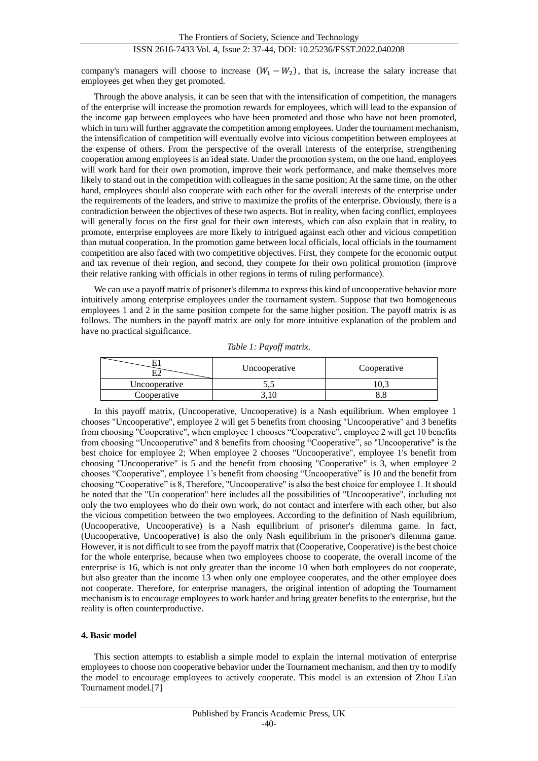company's managers will choose to increase $(W_1 - W_2)$, that is, increase the salary increase that employees get when they get promoted.

Through the above analysis, it can be seen that with the intensification of competition, the managers of the enterprise will increase the promotion rewards for employees, which will lead to the expansion of the income gap between employees who have been promoted and those who have not been promoted, which in turn will further aggravate the competition among employees. Under the tournament mechanism, the intensification of competition will eventually evolve into vicious competition between employees at the expense of others. From the perspective of the overall interests of the enterprise, strengthening cooperation among employees is an ideal state. Under the promotion system, on the one hand, employees will work hard for their own promotion, improve their work performance, and make themselves more likely to stand out in the competition with colleagues in the same position; At the same time, on the other hand, employees should also cooperate with each other for the overall interests of the enterprise under the requirements of the leaders, and strive to maximize the profits of the enterprise. Obviously, there is a contradiction between the objectives of these two aspects. But in reality, when facing conflict, employees will generally focus on the first goal for their own interests, which can also explain that in reality, to promote, enterprise employees are more likely to intrigued against each other and vicious competition than mutual cooperation. In the promotion game between local officials, local officials in the tournament competition are also faced with two competitive objectives. First, they compete for the economic output and tax revenue of their region, and second, they compete for their own political promotion (improve their relative ranking with officials in other regions in terms of ruling performance).

We can use a payoff matrix of prisoner's dilemma to express this kind of uncooperative behavior more intuitively among enterprise employees under the tournament system. Suppose that two homogeneous employees 1 and 2 in the same position compete for the same higher position. The payoff matrix is as follows. The numbers in the payoff matrix are only for more intuitive explanation of the problem and have no practical significance.

*Table 1: Payoff matrix.*

| E1 / E2 | Uncooperative | Cooperative |
| --- | --- | --- |
| Uncooperative | 5,5 | 10,3 |
| Cooperative | 3,10 | 8,8 |

In this payoff matrix, (Uncooperative, Uncooperative) is a Nash equilibrium. When employee 1 chooses "Uncooperative", employee 2 will get 5 benefits from choosing "Uncooperative" and 3 benefits from choosing "Cooperative", when employee 1 chooses "Cooperative", employee 2 will get 10 benefits from choosing "Uncooperative" and 8 benefits from choosing "Cooperative", so "Uncooperative" is the best choice for employee 2; When employee 2 chooses "Uncooperative", employee 1's benefit from choosing "Uncooperative" is 5 and the benefit from choosing "Cooperative" is 3, when employee 2 chooses "Cooperative", employee 1's benefit from choosing "Uncooperative" is 10 and the benefit from choosing "Cooperative" is 8, Therefore, "Uncooperative" is also the best choice for employee 1. It should be noted that the "Un cooperation" here includes all the possibilities of "Uncooperative", including not only the two employees who do their own work, do not contact and interfere with each other, but also the vicious competition between the two employees. According to the definition of Nash equilibrium, (Uncooperative, Uncooperative) is a Nash equilibrium of prisoner's dilemma game. In fact, (Uncooperative, Uncooperative) is also the only Nash equilibrium in the prisoner's dilemma game. However, it is not difficult to see from the payoff matrix that (Cooperative, Cooperative) is the best choice for the whole enterprise, because when two employees choose to cooperate, the overall income of the enterprise is 16, which is not only greater than the income 10 when both employees do not cooperate, but also greater than the income 13 when only one employee cooperates, and the other employee does not cooperate. Therefore, for enterprise managers, the original intention of adopting the Tournament mechanism is to encourage employees to work harder and bring greater benefits to the enterprise, but the reality is often counterproductive.

## 4. Basic model

This section attempts to establish a simple model to explain the internal motivation of enterprise employees to choose non cooperative behavior under the Tournament mechanism, and then try to modify the model to encourage employees to actively cooperate. This model is an extension of Zhou Li'an Tournament model.[7]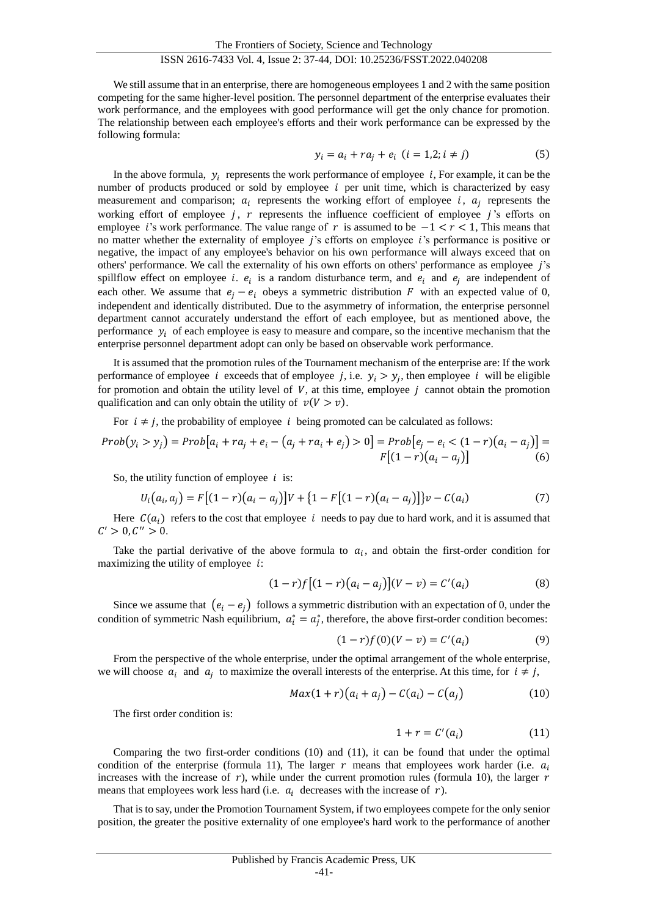We still assume that in an enterprise, there are homogeneous employees 1 and 2 with the same position competing for the same higher-level position. The personnel department of the enterprise evaluates their work performance, and the employees with good performance will get the only chance for promotion. The relationship between each employee's efforts and their work performance can be expressed by the following formula:

$$y_i = a_i + ra_j + e_i \;\; (i = 1,2; i \neq j) \tag{5}$$

In the above formula, $y_i$ represents the work performance of employee $i$, For example, it can be the number of products produced or sold by employee $i$ per unit time, which is characterized by easy measurement and comparison; $a_i$ represents the working effort of employee $i$, $a_j$ represents the working effort of employee $j$, $r$ represents the influence coefficient of employee $j$'s efforts on employee $i$'s work performance. The value range of $r$ is assumed to be $-1 < r < 1$, This means that no matter whether the externality of employee $j$'s efforts on employee $i$'s performance is positive or negative, the impact of any employee's behavior on his own performance will always exceed that on others' performance. We call the externality of his own efforts on others' performance as employee $j$'s spillflow effect on employee $i$. $e_i$ is a random disturbance term, and $e_i$ and $e_j$ are independent of each other. We assume that $e_j - e_i$ obeys a symmetric distribution $F$ with an expected value of 0, independent and identically distributed. Due to the asymmetry of information, the enterprise personnel department cannot accurately understand the effort of each employee, but as mentioned above, the performance $y_i$ of each employee is easy to measure and compare, so the incentive mechanism that the enterprise personnel department adopt can only be based on observable work performance.

It is assumed that the promotion rules of the Tournament mechanism of the enterprise are: If the work performance of employee $i$ exceeds that of employee $j$, i.e. $y_i > y_j$, then employee $i$ will be eligible for promotion and obtain the utility level of $V$, at this time, employee $j$ cannot obtain the promotion qualification and can only obtain the utility of $v(V > v)$.

For $i \neq j$, the probability of employee $i$ being promoted can be calculated as follows:

$$Prob(y_i > y_j) = Prob[a_i + ra_j + e_i - (a_j + ra_i + e_j) > 0] = Prob[e_j - e_i < (1-r)(a_i - a_j)] = F[(1-r)(a_i - a_j)] \tag{6}$$

So, the utility function of employee $i$ is:

$$U_i(a_i, a_j) = F[(1-r)(a_i - a_j)]V + \{1 - F[(1-r)(a_i - a_j)]\}v - C(a_i) \tag{7}$$

Here $C(a_i)$ refers to the cost that employee $i$ needs to pay due to hard work, and it is assumed that $C' > 0, C'' > 0$.

Take the partial derivative of the above formula to $a_i$, and obtain the first-order condition for maximizing the utility of employee $i$:

$$(1-r)f[(1-r)(a_i - a_j)](V - v) = C'(a_i) \tag{8}$$

Since we assume that $(e_i - e_j)$ follows a symmetric distribution with an expectation of 0, under the condition of symmetric Nash equilibrium, $a_i^* = a_j^*$, therefore, the above first-order condition becomes:

$$(1-r)f(0)(V - v) = C'(a_i) \tag{9}$$

From the perspective of the whole enterprise, under the optimal arrangement of the whole enterprise, we will choose $a_i$ and $a_j$ to maximize the overall interests of the enterprise. At this time, for $i \neq j$,

$$Max(1+r)(a_i + a_j) - C(a_i) - C(a_j) \tag{10}$$

The first order condition is:

$$1 + r = C'(a_i) \tag{11}$$

Comparing the two first-order conditions (10) and (11), it can be found that under the optimal condition of the enterprise (formula 11), The larger $r$ means that employees work harder (i.e. $a_i$ increases with the increase of $r$), while under the current promotion rules (formula 10), the larger $r$ means that employees work less hard (i.e. $a_i$ decreases with the increase of $r$).

That is to say, under the Promotion Tournament System, if two employees compete for the only senior position, the greater the positive externality of one employee's hard work to the performance of another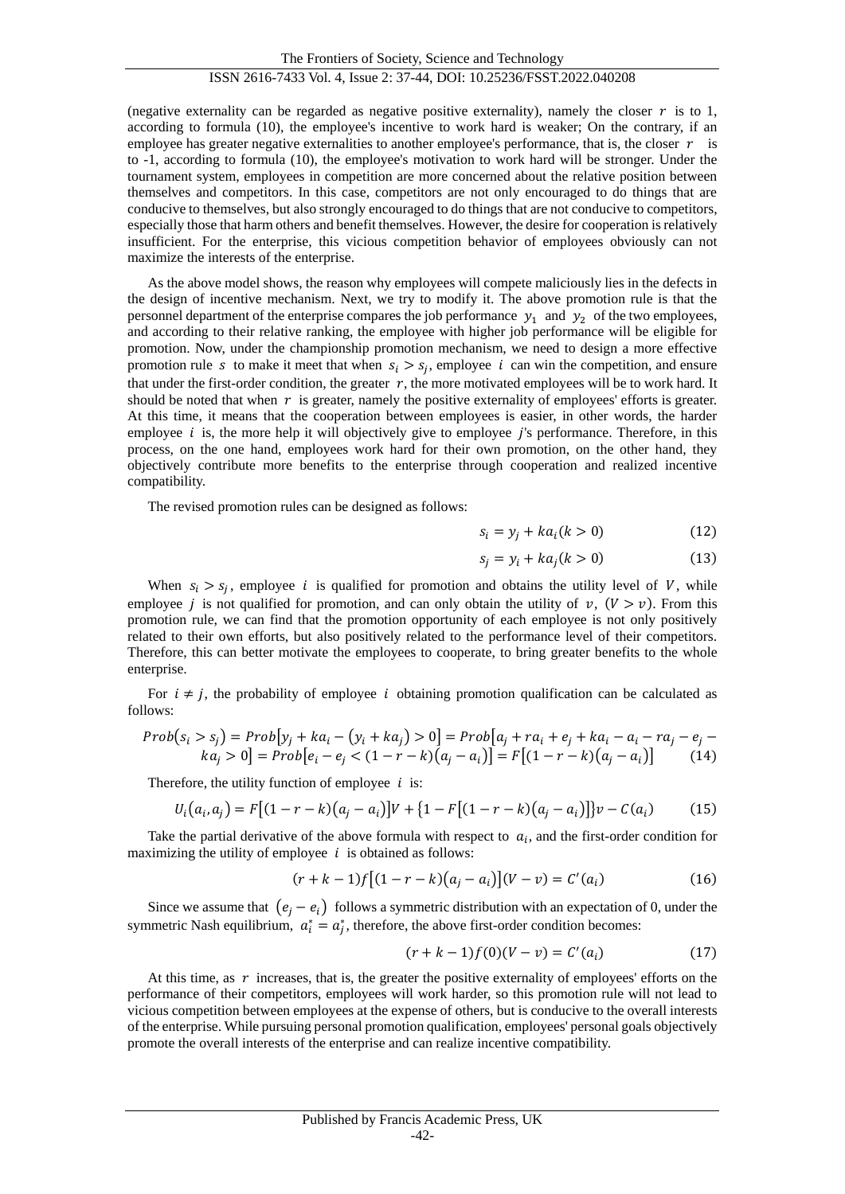(negative externality can be regarded as negative positive externality), namely the closer $r$ is to 1, according to formula (10), the employee's incentive to work hard is weaker; On the contrary, if an employee has greater negative externalities to another employee's performance, that is, the closer $r$ is to -1, according to formula (10), the employee's motivation to work hard will be stronger. Under the tournament system, employees in competition are more concerned about the relative position between themselves and competitors. In this case, competitors are not only encouraged to do things that are conducive to themselves, but also strongly encouraged to do things that are not conducive to competitors, especially those that harm others and benefit themselves. However, the desire for cooperation is relatively insufficient. For the enterprise, this vicious competition behavior of employees obviously can not maximize the interests of the enterprise.

As the above model shows, the reason why employees will compete maliciously lies in the defects in the design of incentive mechanism. Next, we try to modify it. The above promotion rule is that the personnel department of the enterprise compares the job performance $y_1$ and $y_2$ of the two employees, and according to their relative ranking, the employee with higher job performance will be eligible for promotion. Now, under the championship promotion mechanism, we need to design a more effective promotion rule $s$ to make it meet that when $s_i > s_j$, employee $i$ can win the competition, and ensure that under the first-order condition, the greater $r$, the more motivated employees will be to work hard. It should be noted that when $r$ is greater, namely the positive externality of employees' efforts is greater. At this time, it means that the cooperation between employees is easier, in other words, the harder employee $i$ is, the more help it will objectively give to employee $j$'s performance. Therefore, in this process, on the one hand, employees work hard for their own promotion, on the other hand, they objectively contribute more benefits to the enterprise through cooperation and realized incentive compatibility.

The revised promotion rules can be designed as follows:

$$s_i = y_j + ka_i (k > 0) \tag{12}$$

$$s_j = y_i + ka_j (k > 0) \tag{13}$$

When $s_i > s_j$, employee $i$ is qualified for promotion and obtains the utility level of $V$, while employee $j$ is not qualified for promotion, and can only obtain the utility of $v$, $(V > v)$. From this promotion rule, we can find that the promotion opportunity of each employee is not only positively related to their own efforts, but also positively related to the performance level of their competitors. Therefore, this can better motivate the employees to cooperate, to bring greater benefits to the whole enterprise.

For $i \neq j$, the probability of employee $i$ obtaining promotion qualification can be calculated as follows:

$$Prob(s_i > s_j) = Prob[y_j + ka_i - (y_i + ka_j) > 0] = Prob[a_j + ra_i + e_j + ka_i - a_i - ra_j - e_j - ka_j > 0] = Prob[e_i - e_j < (1 - r - k)(a_j - a_i)] = F[(1 - r - k)(a_j - a_i)] \tag{14}$$

Therefore, the utility function of employee $i$ is:

$$U_i(a_i, a_j) = F[(1 - r - k)(a_j - a_i)]V + \{1 - F[(1 - r - k)(a_j - a_i)]\}v - C(a_i) \tag{15}$$

Take the partial derivative of the above formula with respect to $a_i$, and the first-order condition for maximizing the utility of employee $i$ is obtained as follows:

$$(r + k - 1)f[(1 - r - k)(a_j - a_i)](V - v) = C'(a_i) \tag{16}$$

Since we assume that $(e_j - e_i)$ follows a symmetric distribution with an expectation of 0, under the symmetric Nash equilibrium, $a_i^* = a_j^*$, therefore, the above first-order condition becomes:

$$(r + k - 1)f(0)(V - v) = C'(a_i) \tag{17}$$

At this time, as $r$ increases, that is, the greater the positive externality of employees' efforts on the performance of their competitors, employees will work harder, so this promotion rule will not lead to vicious competition between employees at the expense of others, but is conducive to the overall interests of the enterprise. While pursuing personal promotion qualification, employees' personal goals objectively promote the overall interests of the enterprise and can realize incentive compatibility.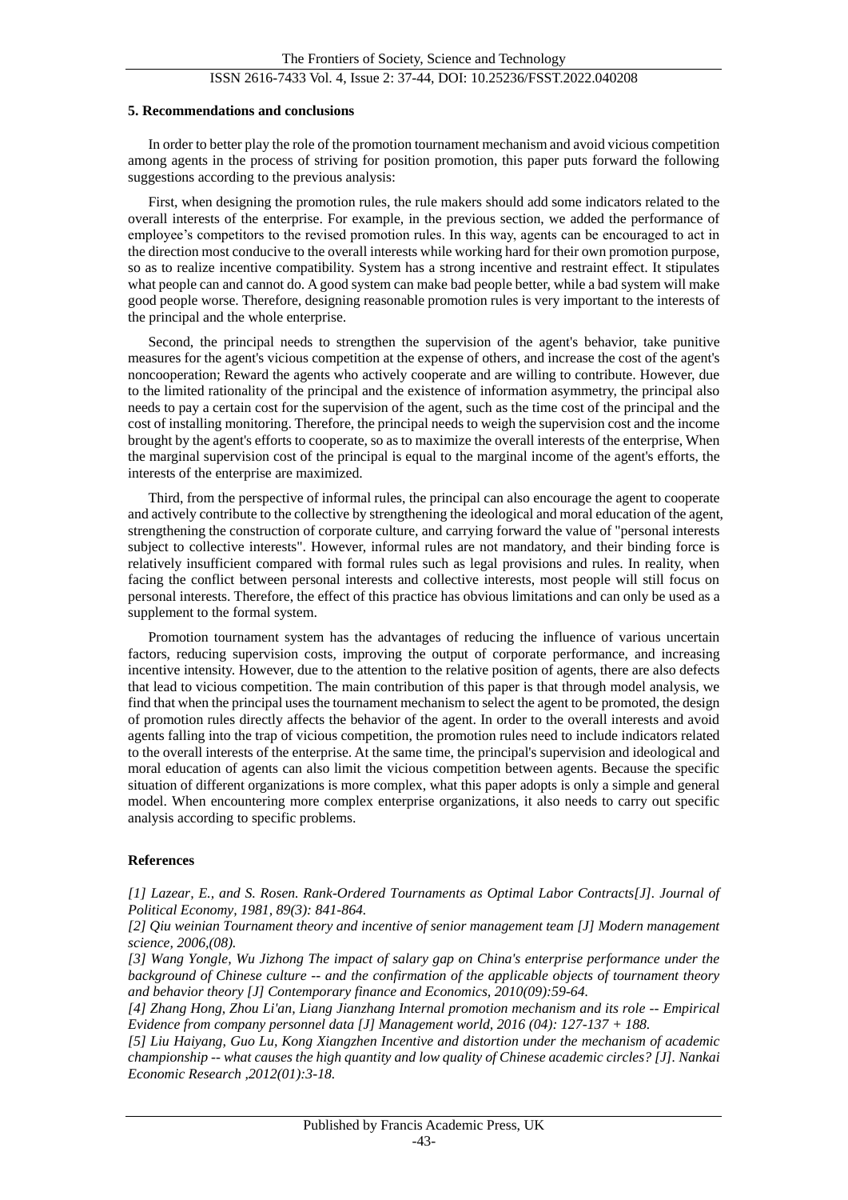### 5. Recommendations and conclusions

In order to better play the role of the promotion tournament mechanism and avoid vicious competition among agents in the process of striving for position promotion, this paper puts forward the following suggestions according to the previous analysis:

First, when designing the promotion rules, the rule makers should add some indicators related to the overall interests of the enterprise. For example, in the previous section, we added the performance of employee's competitors to the revised promotion rules. In this way, agents can be encouraged to act in the direction most conducive to the overall interests while working hard for their own promotion purpose, so as to realize incentive compatibility. System has a strong incentive and restraint effect. It stipulates what people can and cannot do. A good system can make bad people better, while a bad system will make good people worse. Therefore, designing reasonable promotion rules is very important to the interests of the principal and the whole enterprise.

Second, the principal needs to strengthen the supervision of the agent's behavior, take punitive measures for the agent's vicious competition at the expense of others, and increase the cost of the agent's noncooperation; Reward the agents who actively cooperate and are willing to contribute. However, due to the limited rationality of the principal and the existence of information asymmetry, the principal also needs to pay a certain cost for the supervision of the agent, such as the time cost of the principal and the cost of installing monitoring. Therefore, the principal needs to weigh the supervision cost and the income brought by the agent's efforts to cooperate, so as to maximize the overall interests of the enterprise, When the marginal supervision cost of the principal is equal to the marginal income of the agent's efforts, the interests of the enterprise are maximized.

Third, from the perspective of informal rules, the principal can also encourage the agent to cooperate and actively contribute to the collective by strengthening the ideological and moral education of the agent, strengthening the construction of corporate culture, and carrying forward the value of "personal interests subject to collective interests". However, informal rules are not mandatory, and their binding force is relatively insufficient compared with formal rules such as legal provisions and rules. In reality, when facing the conflict between personal interests and collective interests, most people will still focus on personal interests. Therefore, the effect of this practice has obvious limitations and can only be used as a supplement to the formal system.

Promotion tournament system has the advantages of reducing the influence of various uncertain factors, reducing supervision costs, improving the output of corporate performance, and increasing incentive intensity. However, due to the attention to the relative position of agents, there are also defects that lead to vicious competition. The main contribution of this paper is that through model analysis, we find that when the principal uses the tournament mechanism to select the agent to be promoted, the design of promotion rules directly affects the behavior of the agent. In order to the overall interests and avoid agents falling into the trap of vicious competition, the promotion rules need to include indicators related to the overall interests of the enterprise. At the same time, the principal's supervision and ideological and moral education of agents can also limit the vicious competition between agents. Because the specific situation of different organizations is more complex, what this paper adopts is only a simple and general model. When encountering more complex enterprise organizations, it also needs to carry out specific analysis according to specific problems.

### References

*[1] Lazear, E., and S. Rosen. Rank-Ordered Tournaments as Optimal Labor Contracts[J]. Journal of Political Economy, 1981, 89(3): 841-864.*

*[2] Qiu weinian Tournament theory and incentive of senior management team [J] Modern management science, 2006,(08).*

*[3] Wang Yongle, Wu Jizhong The impact of salary gap on China's enterprise performance under the background of Chinese culture -- and the confirmation of the applicable objects of tournament theory and behavior theory [J] Contemporary finance and Economics, 2010(09):59-64.*

*[4] Zhang Hong, Zhou Li'an, Liang Jianzhang Internal promotion mechanism and its role -- Empirical Evidence from company personnel data [J] Management world, 2016 (04): 127-137 + 188.*

*[5] Liu Haiyang, Guo Lu, Kong Xiangzhen Incentive and distortion under the mechanism of academic championship -- what causes the high quantity and low quality of Chinese academic circles? [J]. Nankai Economic Research ,2012(01):3-18.*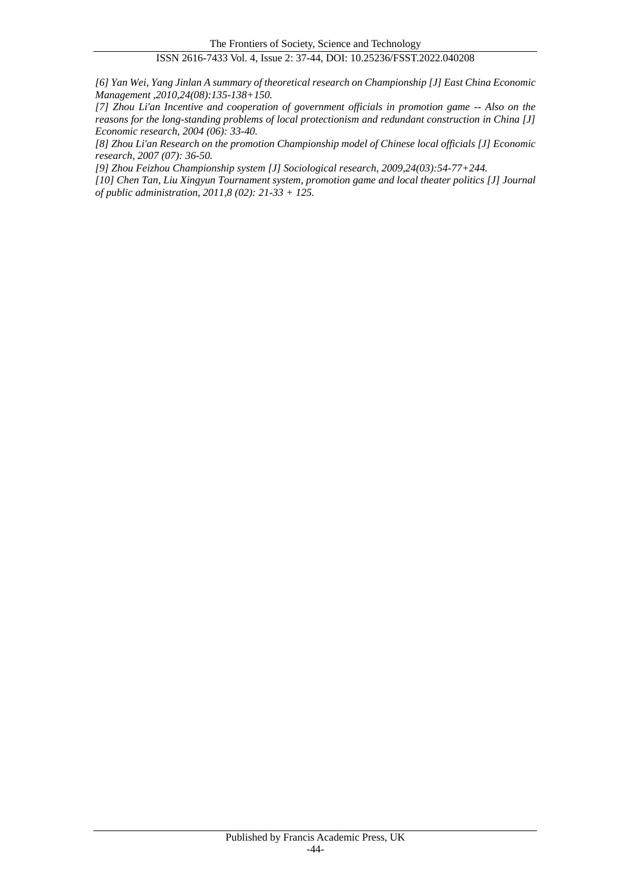*[6] Yan Wei, Yang Jinlan A summary of theoretical research on Championship [J] East China Economic Management ,2010,24(08):135-138+150.*

*[7] Zhou Li'an Incentive and cooperation of government officials in promotion game -- Also on the reasons for the long-standing problems of local protectionism and redundant construction in China [J] Economic research, 2004 (06): 33-40.*

*[8] Zhou Li'an Research on the promotion Championship model of Chinese local officials [J] Economic research, 2007 (07): 36-50.*

*[9] Zhou Feizhou Championship system [J] Sociological research, 2009,24(03):54-77+244.*

*[10] Chen Tan, Liu Xingyun Tournament system, promotion game and local theater politics [J] Journal of public administration, 2011,8 (02): 21-33 + 125.*